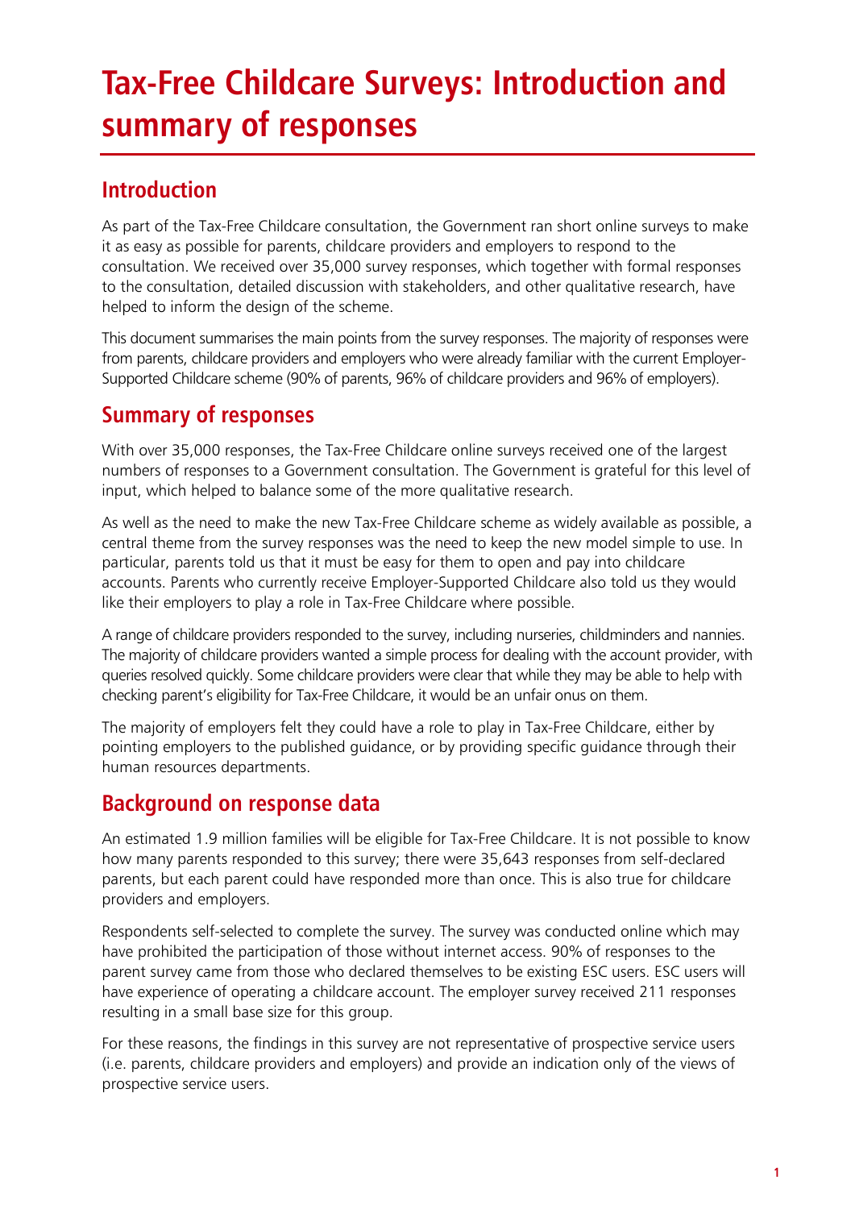# Tax-Free Childcare Surveys: Introduction and summary of responses

## Introduction

As part of the Tax-Free Childcare consultation, the Government ran short online surveys to make it as easy as possible for parents, childcare providers and employers to respond to the consultation. We received over 35,000 survey responses, which together with formal responses to the consultation, detailed discussion with stakeholders, and other qualitative research, have helped to inform the design of the scheme.

This document summarises the main points from the survey responses. The majority of responses were from parents, childcare providers and employers who were already familiar with the current Employer-Supported Childcare scheme (90% of parents, 96% of childcare providers and 96% of employers).

## Summary of responses

With over 35,000 responses, the Tax-Free Childcare online surveys received one of the largest numbers of responses to a Government consultation. The Government is grateful for this level of input, which helped to balance some of the more qualitative research.

As well as the need to make the new Tax-Free Childcare scheme as widely available as possible, a central theme from the survey responses was the need to keep the new model simple to use. In particular, parents told us that it must be easy for them to open and pay into childcare accounts. Parents who currently receive Employer-Supported Childcare also told us they would like their employers to play a role in Tax-Free Childcare where possible.

A range of childcare providers responded to the survey, including nurseries, childminders and nannies. The majority of childcare providers wanted a simple process for dealing with the account provider, with queries resolved quickly. Some childcare providers were clear that while they may be able to help with checking parent's eligibility for Tax-Free Childcare, it would be an unfair onus on them.

The majority of employers felt they could have a role to play in Tax-Free Childcare, either by pointing employers to the published guidance, or by providing specific guidance through their human resources departments.

## Background on response data

An estimated 1.9 million families will be eligible for Tax-Free Childcare. It is not possible to know how many parents responded to this survey; there were 35,643 responses from self-declared parents, but each parent could have responded more than once. This is also true for childcare providers and employers.

Respondents self-selected to complete the survey. The survey was conducted online which may have prohibited the participation of those without internet access. 90% of responses to the parent survey came from those who declared themselves to be existing ESC users. ESC users will have experience of operating a childcare account. The employer survey received 211 responses resulting in a small base size for this group.

For these reasons, the findings in this survey are not representative of prospective service users (i.e. parents, childcare providers and employers) and provide an indication only of the views of prospective service users.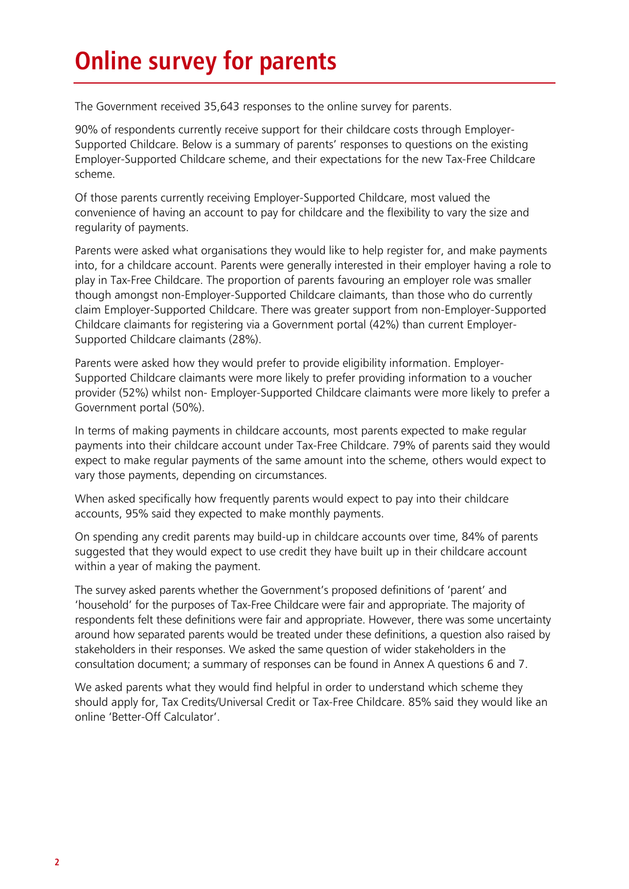# Online survey for parents

The Government received 35,643 responses to the online survey for parents.

90% of respondents currently receive support for their childcare costs through Employer-Supported Childcare. Below is a summary of parents' responses to questions on the existing Employer-Supported Childcare scheme, and their expectations for the new Tax-Free Childcare scheme.

Of those parents currently receiving Employer-Supported Childcare, most valued the convenience of having an account to pay for childcare and the flexibility to vary the size and regularity of payments.

Parents were asked what organisations they would like to help register for, and make payments into, for a childcare account. Parents were generally interested in their employer having a role to play in Tax-Free Childcare. The proportion of parents favouring an employer role was smaller though amongst non-Employer-Supported Childcare claimants, than those who do currently claim Employer-Supported Childcare. There was greater support from non-Employer-Supported Childcare claimants for registering via a Government portal (42%) than current Employer-Supported Childcare claimants (28%).

Parents were asked how they would prefer to provide eligibility information. Employer-Supported Childcare claimants were more likely to prefer providing information to a voucher provider (52%) whilst non- Employer-Supported Childcare claimants were more likely to prefer a Government portal (50%).

In terms of making payments in childcare accounts, most parents expected to make regular payments into their childcare account under Tax-Free Childcare. 79% of parents said they would expect to make regular payments of the same amount into the scheme, others would expect to vary those payments, depending on circumstances.

When asked specifically how frequently parents would expect to pay into their childcare accounts, 95% said they expected to make monthly payments.

On spending any credit parents may build-up in childcare accounts over time, 84% of parents suggested that they would expect to use credit they have built up in their childcare account within a year of making the payment.

The survey asked parents whether the Government's proposed definitions of 'parent' and 'household' for the purposes of Tax-Free Childcare were fair and appropriate. The majority of respondents felt these definitions were fair and appropriate. However, there was some uncertainty around how separated parents would be treated under these definitions, a question also raised by stakeholders in their responses. We asked the same question of wider stakeholders in the consultation document; a summary of responses can be found in Annex A questions 6 and 7.

We asked parents what they would find helpful in order to understand which scheme they should apply for, Tax Credits/Universal Credit or Tax-Free Childcare. 85% said they would like an online 'Better-Off Calculator'.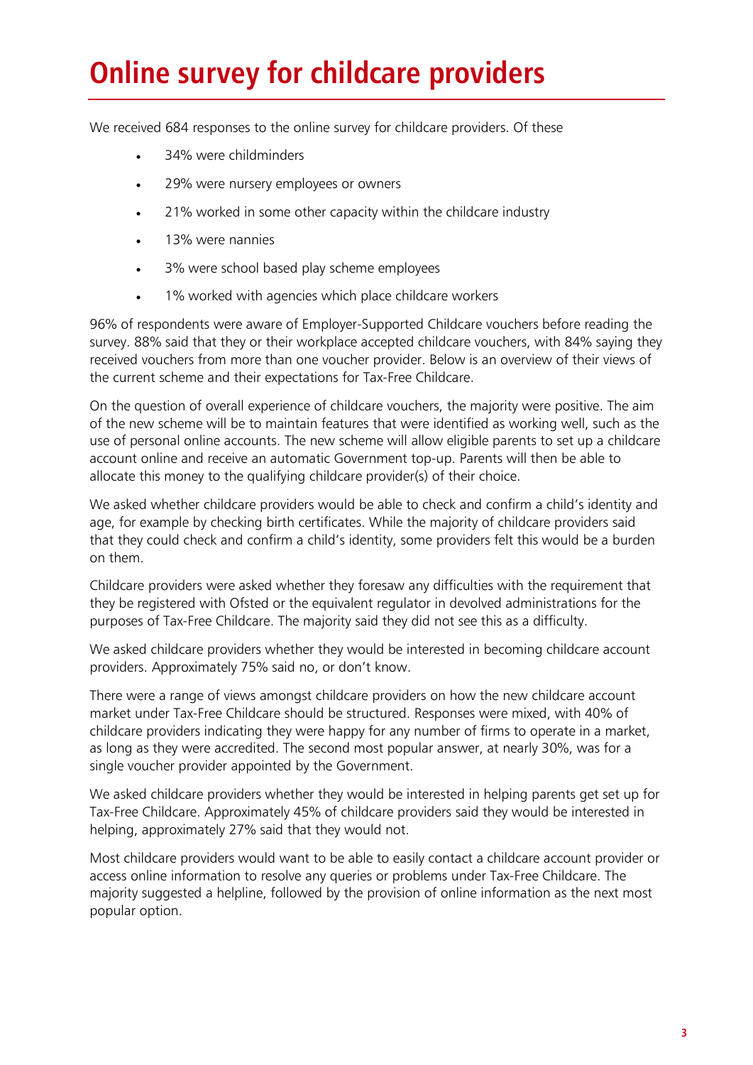# Online survey for childcare providers

We received 684 responses to the online survey for childcare providers. Of these

- 34% were childminders
- 29% were nursery employees or owners
- 21% worked in some other capacity within the childcare industry
- 13% were nannies
- 3% were school based play scheme employees
- 1% worked with agencies which place childcare workers

96% of respondents were aware of Employer-Supported Childcare vouchers before reading the survey. 88% said that they or their workplace accepted childcare vouchers, with 84% saying they received vouchers from more than one voucher provider. Below is an overview of their views of the current scheme and their expectations for Tax-Free Childcare.

On the question of overall experience of childcare vouchers, the majority were positive. The aim of the new scheme will be to maintain features that were identified as working well, such as the use of personal online accounts. The new scheme will allow eligible parents to set up a childcare account online and receive an automatic Government top-up. Parents will then be able to allocate this money to the qualifying childcare provider(s) of their choice.

We asked whether childcare providers would be able to check and confirm a child's identity and age, for example by checking birth certificates. While the majority of childcare providers said that they could check and confirm a child's identity, some providers felt this would be a burden on them.

Childcare providers were asked whether they foresaw any difficulties with the requirement that they be registered with Ofsted or the equivalent regulator in devolved administrations for the purposes of Tax-Free Childcare. The majority said they did not see this as a difficulty.

We asked childcare providers whether they would be interested in becoming childcare account providers. Approximately 75% said no, or don't know.

There were a range of views amongst childcare providers on how the new childcare account market under Tax-Free Childcare should be structured. Responses were mixed, with 40% of childcare providers indicating they were happy for any number of firms to operate in a market, as long as they were accredited. The second most popular answer, at nearly 30%, was for a single voucher provider appointed by the Government.

We asked childcare providers whether they would be interested in helping parents get set up for Tax-Free Childcare. Approximately 45% of childcare providers said they would be interested in helping, approximately 27% said that they would not.

Most childcare providers would want to be able to easily contact a childcare account provider or access online information to resolve any queries or problems under Tax-Free Childcare. The majority suggested a helpline, followed by the provision of online information as the next most popular option.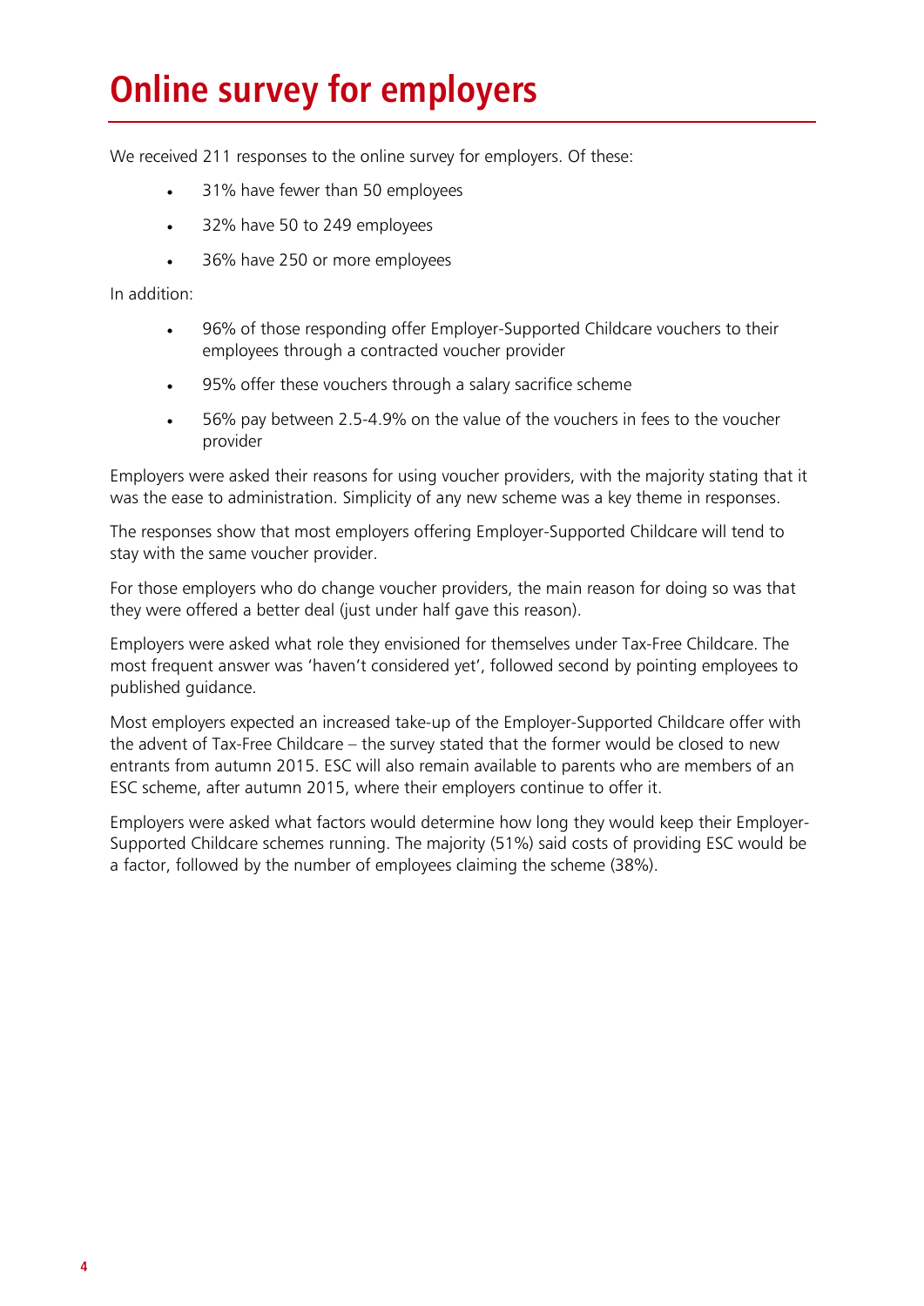# Online survey for employers

We received 211 responses to the online survey for employers. Of these:

- 31% have fewer than 50 employees
- 32% have 50 to 249 employees
- 36% have 250 or more employees

In addition:

- 96% of those responding offer Employer-Supported Childcare vouchers to their employees through a contracted voucher provider
- 95% offer these vouchers through a salary sacrifice scheme
- 56% pay between 2.5-4.9% on the value of the vouchers in fees to the voucher provider

Employers were asked their reasons for using voucher providers, with the majority stating that it was the ease to administration. Simplicity of any new scheme was a key theme in responses.

The responses show that most employers offering Employer-Supported Childcare will tend to stay with the same voucher provider.

For those employers who do change voucher providers, the main reason for doing so was that they were offered a better deal (just under half gave this reason).

Employers were asked what role they envisioned for themselves under Tax-Free Childcare. The most frequent answer was 'haven't considered yet', followed second by pointing employees to published guidance.

Most employers expected an increased take-up of the Employer-Supported Childcare offer with the advent of Tax-Free Childcare – the survey stated that the former would be closed to new entrants from autumn 2015. ESC will also remain available to parents who are members of an ESC scheme, after autumn 2015, where their employers continue to offer it.

Employers were asked what factors would determine how long they would keep their Employer-Supported Childcare schemes running. The majority (51%) said costs of providing ESC would be a factor, followed by the number of employees claiming the scheme (38%).